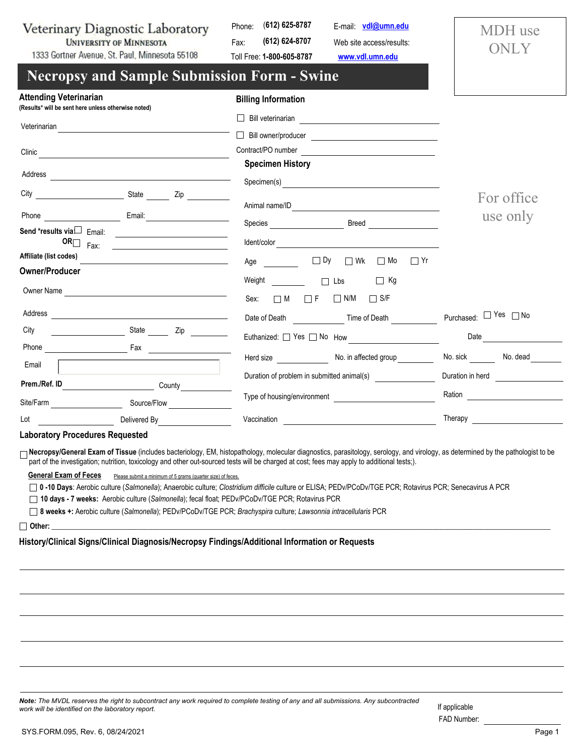**Veterinary Diagnostic Laboratory**
UNIVERSITY OF MINNESOTA
1333 Gortner Avenue, St. Paul, Minnesota 55108

Phone: (612) 625-8787
Fax: (612) 624-8707
Toll Free: 1-800-605-8787

E-mail: vdl@umn.edu
Web site access/results: www.vdl.umn.edu

MDH use ONLY

# Necropsy and Sample Submission Form - Swine

## Attending Veterinarian

**(Results\* will be sent here unless otherwise noted)**

Veterinarian ______________________

Clinic ______________________

Address ______________________

City __________ State _____ Zip _____

Phone __________ Email: __________

**Send \*results via** ☐ Email: __________

**OR** ☐ Fax: __________

**Affiliate (list codes)** __________

## Owner/Producer

Owner Name ______________________

Address ______________________

City __________ State _____ Zip _____

Phone __________ Fax __________

Email __________

**Prem./Ref. ID** __________ County __________

Site/Farm __________ Source/Flow __________

Lot __________ Delivered By __________

## Billing Information

☐ Bill veterinarian __________

☐ Bill owner/producer __________

Contract/PO number __________

## Specimen History

Specimen(s) __________

Animal name/ID __________

Species __________ Breed __________

Ident/color __________

Age ______ ☐ Dy ☐ Wk ☐ Mo ☐ Yr

Weight ______ ☐ Lbs ☐ Kg

Sex: ☐ M ☐ F ☐ N/M ☐ S/F

Date of Death __________ Time of Death __________

Purchased: ☐ Yes ☐ No

Euthanized: ☐ Yes ☐ No How __________

Date __________

Herd size ______ No. in affected group ______

No. sick ______ No. dead ______

Duration of problem in submitted animal(s) __________

Duration in herd __________

Type of housing/environment __________

Ration __________

Vaccination __________

Therapy __________

For office use only

## Laboratory Procedures Requested

☐ **Necropsy/General Exam of Tissue** (includes bacteriology, EM, histopathology, molecular diagnostics, parasitology, serology, and virology, as determined by the pathologist to be part of the investigation; nutrition, toxicology and other out-sourced tests will be charged at cost; fees may apply to additional tests;).

**General Exam of Feces** Please submit a minimum of 5 grams (quarter size) of feces.

- ☐ **0 -10 Days**: Aerobic culture (*Salmonella*); Anaerobic culture; *Clostridium difficile* culture or ELISA; PEDv/PCoDv/TGE PCR; Rotavirus PCR; Senecavirus A PCR
- ☐ **10 days - 7 weeks:** Aerobic culture (*Salmonella*); fecal float; PEDv/PCoDv/TGE PCR; Rotavirus PCR
- ☐ **8 weeks +:** Aerobic culture (*Salmonella*); PEDv/PCoDv/TGE PCR; *Brachyspira* culture; *Lawsonia intracellularis* PCR

☐ **Other:** ______________________

## History/Clinical Signs/Clinical Diagnosis/Necropsy Findings/Additional Information or Requests

*__Note:__ The MVDL reserves the right to subcontract any work required to complete testing of any and all submissions. Any subcontracted work will be identified on the laboratory report.*

If applicable
FAD Number: __________

SYS.FORM.095, Rev. 6, 08/24/2021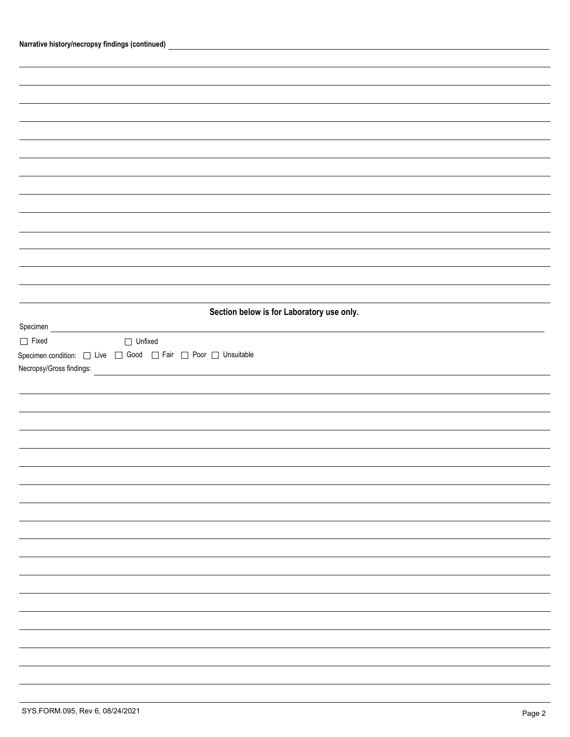**Narrative history/necropsy findings (continued)**

**Section below is for Laboratory use only.**

Specimen

☐ Fixed ☐ Unfixed

Specimen condition: ☐ Live ☐ Good ☐ Fair ☐ Poor ☐ Unsuitable

Necropsy/Gross findings:

SYS.FORM.095, Rev 6, 08/24/2021